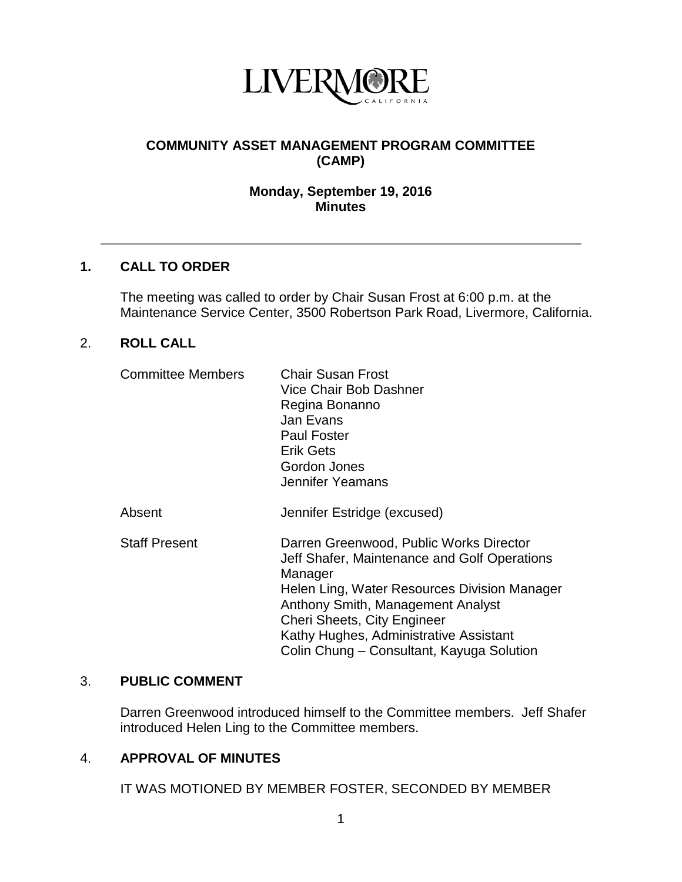LIVERMORE
CALIFORNIA

# COMMUNITY ASSET MANAGEMENT PROGRAM COMMITTEE (CAMP)

**Monday, September 19, 2016**
**Minutes**

---

## 1. CALL TO ORDER

The meeting was called to order by Chair Susan Frost at 6:00 p.m. at the Maintenance Service Center, 3500 Robertson Park Road, Livermore, California.

## 2. ROLL CALL

| | |
|---|---|
| Committee Members | Chair Susan Frost<br>Vice Chair Bob Dashner<br>Regina Bonanno<br>Jan Evans<br>Paul Foster<br>Erik Gets<br>Gordon Jones<br>Jennifer Yeamans |
| Absent | Jennifer Estridge (excused) |
| Staff Present | Darren Greenwood, Public Works Director<br>Jeff Shafer, Maintenance and Golf Operations Manager<br>Helen Ling, Water Resources Division Manager<br>Anthony Smith, Management Analyst<br>Cheri Sheets, City Engineer<br>Kathy Hughes, Administrative Assistant<br>Colin Chung – Consultant, Kayuga Solution |

## 3. PUBLIC COMMENT

Darren Greenwood introduced himself to the Committee members. Jeff Shafer introduced Helen Ling to the Committee members.

## 4. APPROVAL OF MINUTES

IT WAS MOTIONED BY MEMBER FOSTER, SECONDED BY MEMBER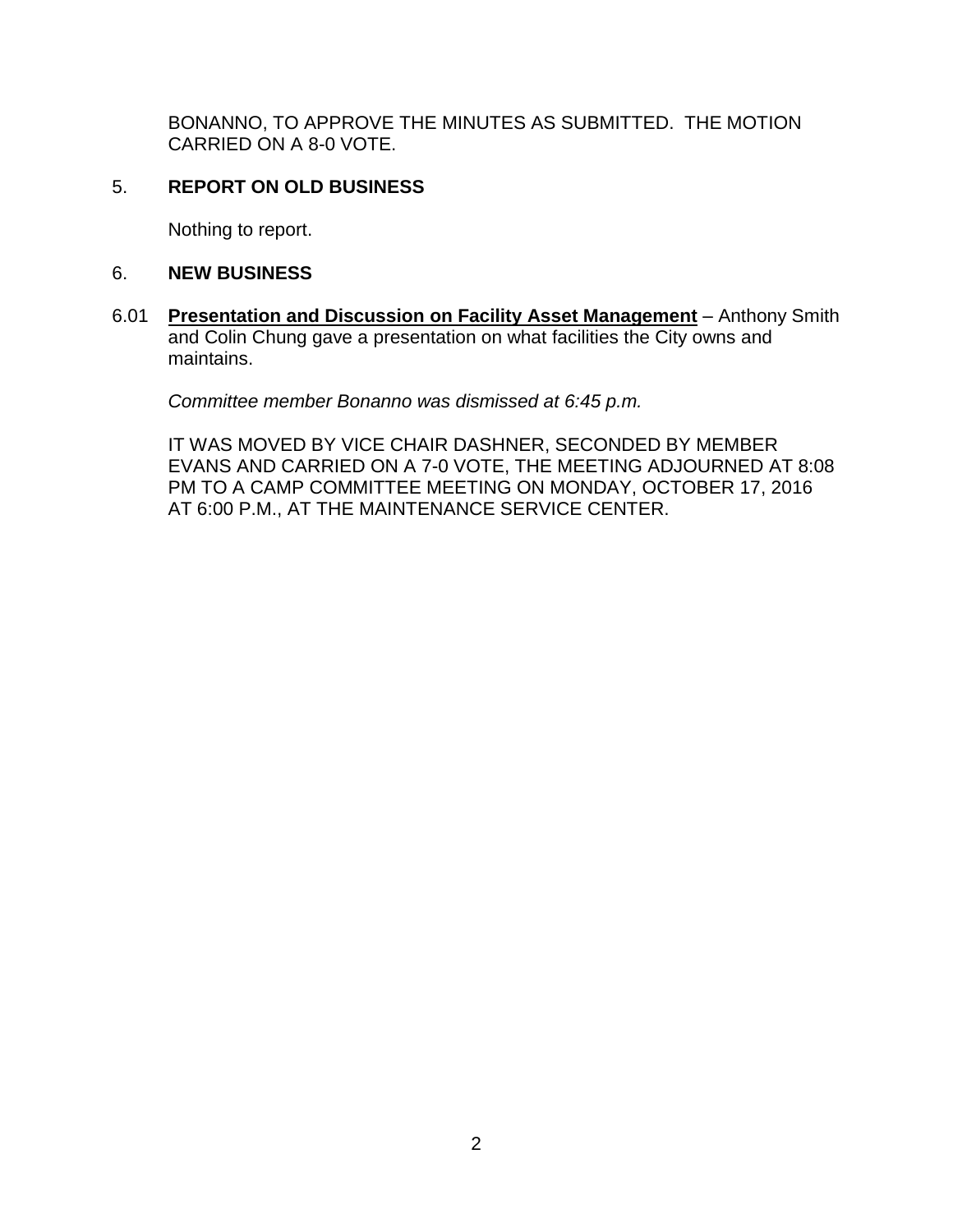BONANNO, TO APPROVE THE MINUTES AS SUBMITTED. THE MOTION CARRIED ON A 8-0 VOTE.

5. **REPORT ON OLD BUSINESS**

Nothing to report.

6. **NEW BUSINESS**

6.01 **Presentation and Discussion on Facility Asset Management** – Anthony Smith and Colin Chung gave a presentation on what facilities the City owns and maintains.

*Committee member Bonanno was dismissed at 6:45 p.m.*

IT WAS MOVED BY VICE CHAIR DASHNER, SECONDED BY MEMBER EVANS AND CARRIED ON A 7-0 VOTE, THE MEETING ADJOURNED AT 8:08 PM TO A CAMP COMMITTEE MEETING ON MONDAY, OCTOBER 17, 2016 AT 6:00 P.M., AT THE MAINTENANCE SERVICE CENTER.